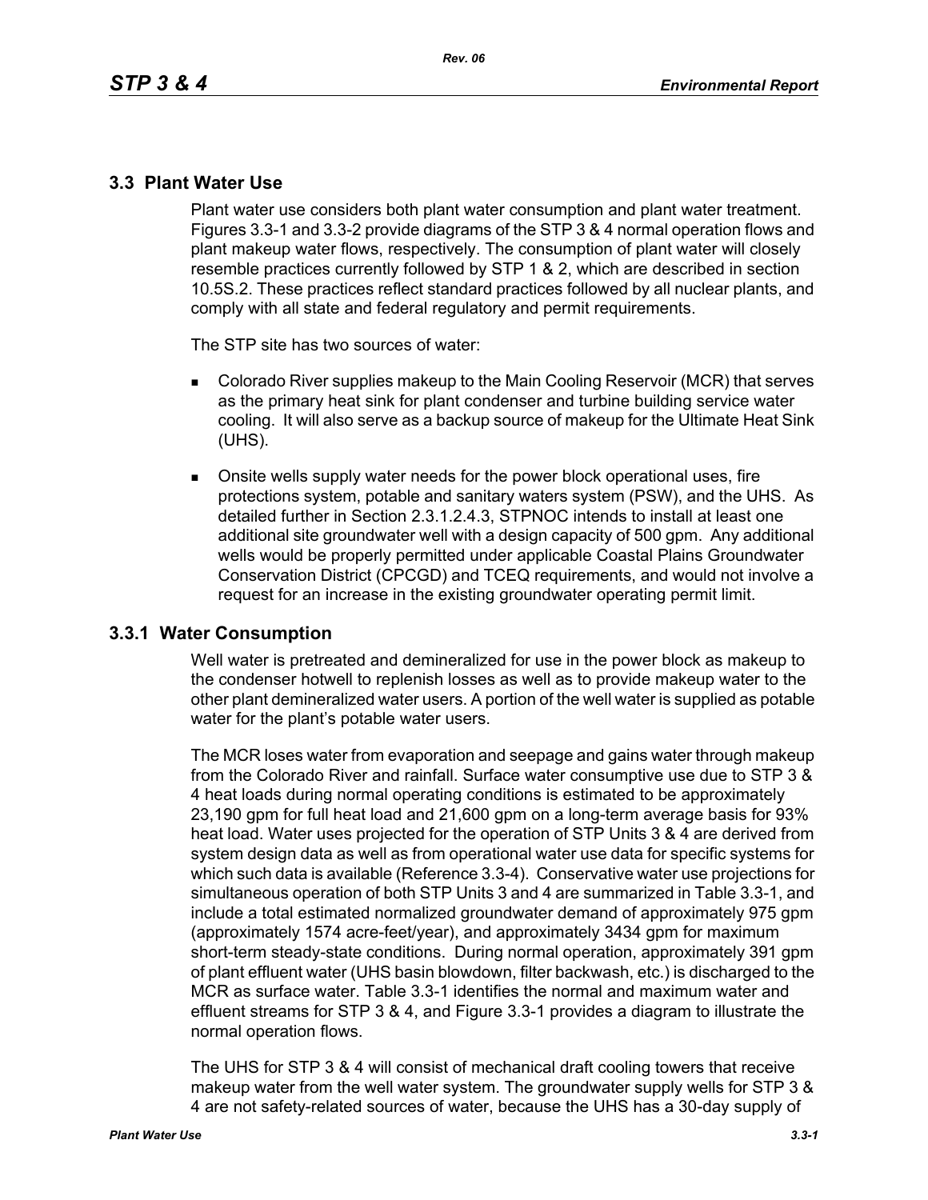## 3.3 Plant Water Use

Plant water use considers both plant water consumption and plant water treatment. Figures 3.3-1 and 3.3-2 provide diagrams of the STP 3 & 4 normal operation flows and plant makeup water flows, respectively. The consumption of plant water will closely resemble practices currently followed by STP 1 & 2, which are described in section 10.5S.2. These practices reflect standard practices followed by all nuclear plants, and comply with all state and federal regulatory and permit requirements.

The STP site has two sources of water:

- Colorado River supplies makeup to the Main Cooling Reservoir (MCR) that serves as the primary heat sink for plant condenser and turbine building service water cooling. It will also serve as a backup source of makeup for the Ultimate Heat Sink (UHS).
- Onsite wells supply water needs for the power block operational uses, fire protections system, potable and sanitary waters system (PSW), and the UHS. As detailed further in Section 2.3.1.2.4.3, STPNOC intends to install at least one additional site groundwater well with a design capacity of 500 gpm. Any additional wells would be properly permitted under applicable Coastal Plains Groundwater Conservation District (CPCGD) and TCEQ requirements, and would not involve a request for an increase in the existing groundwater operating permit limit.

### 3.3.1 Water Consumption

Well water is pretreated and demineralized for use in the power block as makeup to the condenser hotwell to replenish losses as well as to provide makeup water to the other plant demineralized water users. A portion of the well water is supplied as potable water for the plant's potable water users.

The MCR loses water from evaporation and seepage and gains water through makeup from the Colorado River and rainfall. Surface water consumptive use due to STP 3 & 4 heat loads during normal operating conditions is estimated to be approximately 23,190 gpm for full heat load and 21,600 gpm on a long-term average basis for 93% heat load. Water uses projected for the operation of STP Units 3 & 4 are derived from system design data as well as from operational water use data for specific systems for which such data is available (Reference 3.3-4). Conservative water use projections for simultaneous operation of both STP Units 3 and 4 are summarized in Table 3.3-1, and include a total estimated normalized groundwater demand of approximately 975 gpm (approximately 1574 acre-feet/year), and approximately 3434 gpm for maximum short-term steady-state conditions. During normal operation, approximately 391 gpm of plant effluent water (UHS basin blowdown, filter backwash, etc.) is discharged to the MCR as surface water. Table 3.3-1 identifies the normal and maximum water and effluent streams for STP 3 & 4, and Figure 3.3-1 provides a diagram to illustrate the normal operation flows.

The UHS for STP 3 & 4 will consist of mechanical draft cooling towers that receive makeup water from the well water system. The groundwater supply wells for STP 3 & 4 are not safety-related sources of water, because the UHS has a 30-day supply of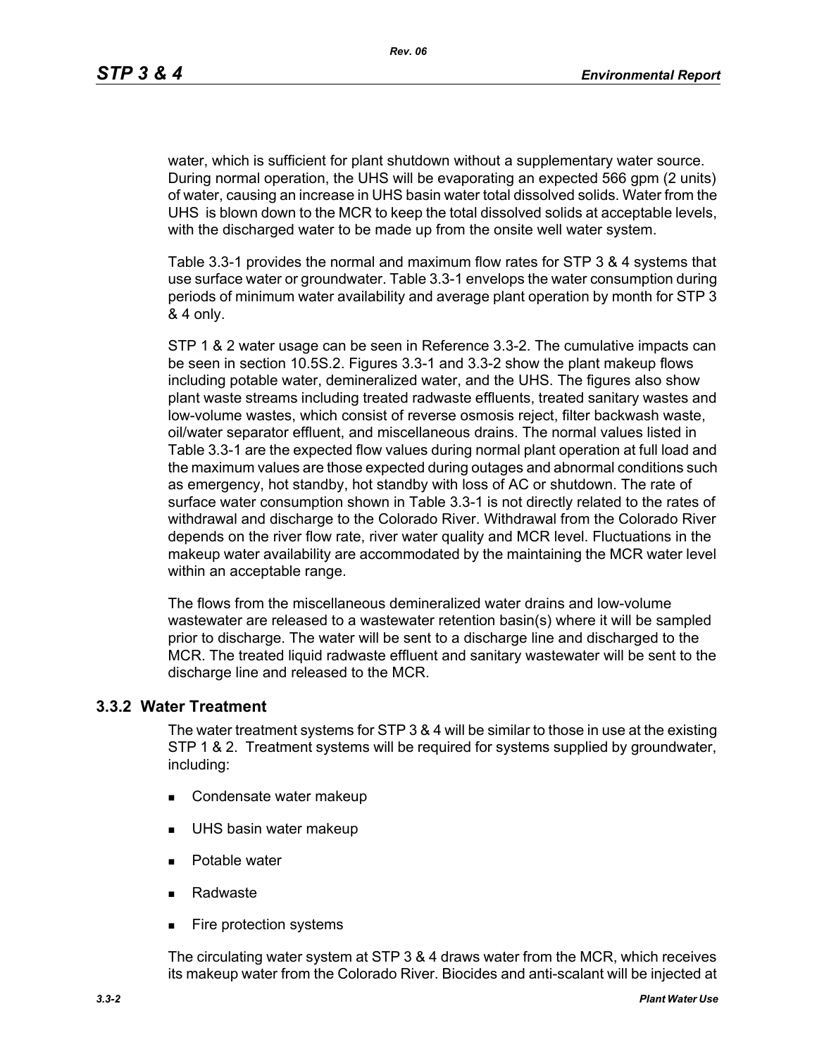water, which is sufficient for plant shutdown without a supplementary water source. During normal operation, the UHS will be evaporating an expected 566 gpm (2 units) of water, causing an increase in UHS basin water total dissolved solids. Water from the UHS is blown down to the MCR to keep the total dissolved solids at acceptable levels, with the discharged water to be made up from the onsite well water system.

Table 3.3-1 provides the normal and maximum flow rates for STP 3 & 4 systems that use surface water or groundwater. Table 3.3-1 envelops the water consumption during periods of minimum water availability and average plant operation by month for STP 3 & 4 only.

STP 1 & 2 water usage can be seen in Reference 3.3-2. The cumulative impacts can be seen in section 10.5S.2. Figures 3.3-1 and 3.3-2 show the plant makeup flows including potable water, demineralized water, and the UHS. The figures also show plant waste streams including treated radwaste effluents, treated sanitary wastes and low-volume wastes, which consist of reverse osmosis reject, filter backwash waste, oil/water separator effluent, and miscellaneous drains. The normal values listed in Table 3.3-1 are the expected flow values during normal plant operation at full load and the maximum values are those expected during outages and abnormal conditions such as emergency, hot standby, hot standby with loss of AC or shutdown. The rate of surface water consumption shown in Table 3.3-1 is not directly related to the rates of withdrawal and discharge to the Colorado River. Withdrawal from the Colorado River depends on the river flow rate, river water quality and MCR level. Fluctuations in the makeup water availability are accommodated by the maintaining the MCR water level within an acceptable range.

The flows from the miscellaneous demineralized water drains and low-volume wastewater are released to a wastewater retention basin(s) where it will be sampled prior to discharge. The water will be sent to a discharge line and discharged to the MCR. The treated liquid radwaste effluent and sanitary wastewater will be sent to the discharge line and released to the MCR.

### 3.3.2 Water Treatment

The water treatment systems for STP 3 & 4 will be similar to those in use at the existing STP 1 & 2. Treatment systems will be required for systems supplied by groundwater, including:

- Condensate water makeup
- UHS basin water makeup
- Potable water
- Radwaste
- Fire protection systems

The circulating water system at STP 3 & 4 draws water from the MCR, which receives its makeup water from the Colorado River. Biocides and anti-scalant will be injected at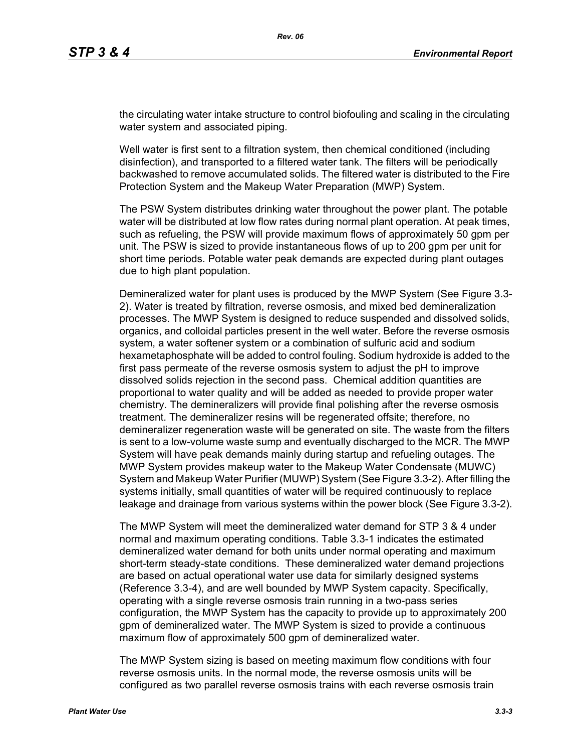the circulating water intake structure to control biofouling and scaling in the circulating water system and associated piping.

Well water is first sent to a filtration system, then chemical conditioned (including disinfection), and transported to a filtered water tank. The filters will be periodically backwashed to remove accumulated solids. The filtered water is distributed to the Fire Protection System and the Makeup Water Preparation (MWP) System.

The PSW System distributes drinking water throughout the power plant. The potable water will be distributed at low flow rates during normal plant operation. At peak times, such as refueling, the PSW will provide maximum flows of approximately 50 gpm per unit. The PSW is sized to provide instantaneous flows of up to 200 gpm per unit for short time periods. Potable water peak demands are expected during plant outages due to high plant population.

Demineralized water for plant uses is produced by the MWP System (See Figure 3.3-2). Water is treated by filtration, reverse osmosis, and mixed bed demineralization processes. The MWP System is designed to reduce suspended and dissolved solids, organics, and colloidal particles present in the well water. Before the reverse osmosis system, a water softener system or a combination of sulfuric acid and sodium hexametaphosphate will be added to control fouling. Sodium hydroxide is added to the first pass permeate of the reverse osmosis system to adjust the pH to improve dissolved solids rejection in the second pass. Chemical addition quantities are proportional to water quality and will be added as needed to provide proper water chemistry. The demineralizers will provide final polishing after the reverse osmosis treatment. The demineralizer resins will be regenerated offsite; therefore, no demineralizer regeneration waste will be generated on site. The waste from the filters is sent to a low-volume waste sump and eventually discharged to the MCR. The MWP System will have peak demands mainly during startup and refueling outages. The MWP System provides makeup water to the Makeup Water Condensate (MUWC) System and Makeup Water Purifier (MUWP) System (See Figure 3.3-2). After filling the systems initially, small quantities of water will be required continuously to replace leakage and drainage from various systems within the power block (See Figure 3.3-2).

The MWP System will meet the demineralized water demand for STP 3 & 4 under normal and maximum operating conditions. Table 3.3-1 indicates the estimated demineralized water demand for both units under normal operating and maximum short-term steady-state conditions. These demineralized water demand projections are based on actual operational water use data for similarly designed systems (Reference 3.3-4), and are well bounded by MWP System capacity. Specifically, operating with a single reverse osmosis train running in a two-pass series configuration, the MWP System has the capacity to provide up to approximately 200 gpm of demineralized water. The MWP System is sized to provide a continuous maximum flow of approximately 500 gpm of demineralized water.

The MWP System sizing is based on meeting maximum flow conditions with four reverse osmosis units. In the normal mode, the reverse osmosis units will be configured as two parallel reverse osmosis trains with each reverse osmosis train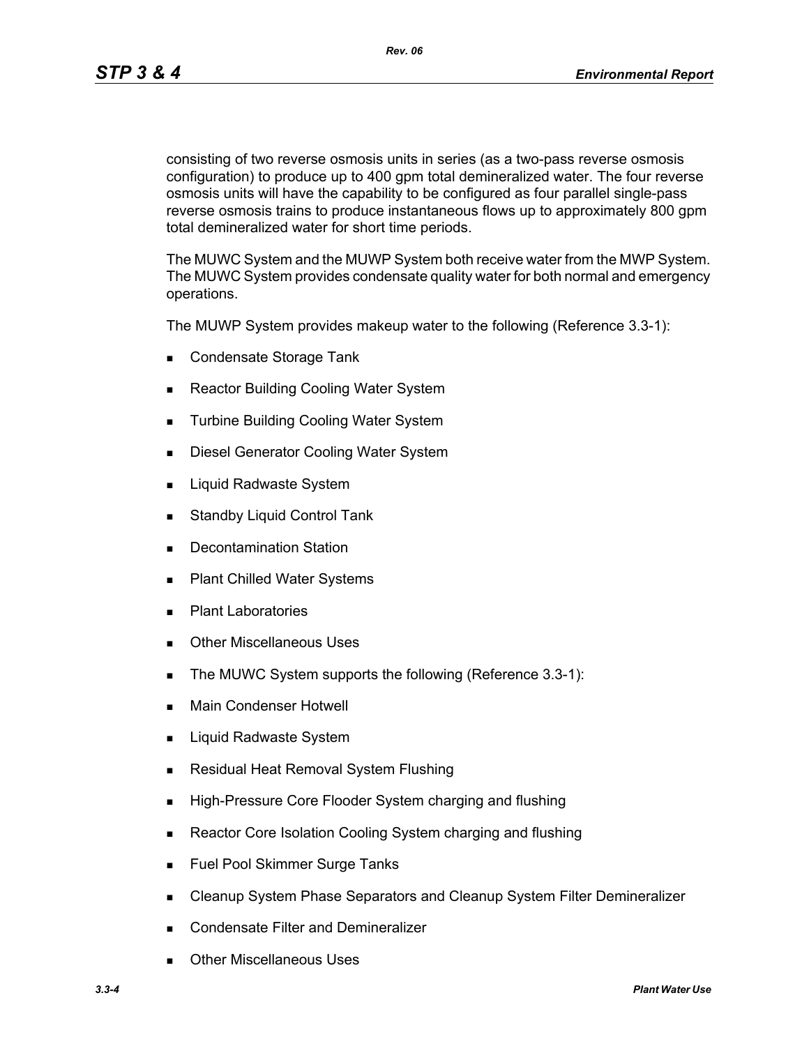consisting of two reverse osmosis units in series (as a two-pass reverse osmosis configuration) to produce up to 400 gpm total demineralized water. The four reverse osmosis units will have the capability to be configured as four parallel single-pass reverse osmosis trains to produce instantaneous flows up to approximately 800 gpm total demineralized water for short time periods.

The MUWC System and the MUWP System both receive water from the MWP System. The MUWC System provides condensate quality water for both normal and emergency operations.

The MUWP System provides makeup water to the following (Reference 3.3-1):

- Condensate Storage Tank
- Reactor Building Cooling Water System
- Turbine Building Cooling Water System
- Diesel Generator Cooling Water System
- Liquid Radwaste System
- Standby Liquid Control Tank
- Decontamination Station
- Plant Chilled Water Systems
- Plant Laboratories
- Other Miscellaneous Uses
- The MUWC System supports the following (Reference 3.3-1):
- Main Condenser Hotwell
- Liquid Radwaste System
- Residual Heat Removal System Flushing
- High-Pressure Core Flooder System charging and flushing
- Reactor Core Isolation Cooling System charging and flushing
- Fuel Pool Skimmer Surge Tanks
- Cleanup System Phase Separators and Cleanup System Filter Demineralizer
- Condensate Filter and Demineralizer
- Other Miscellaneous Uses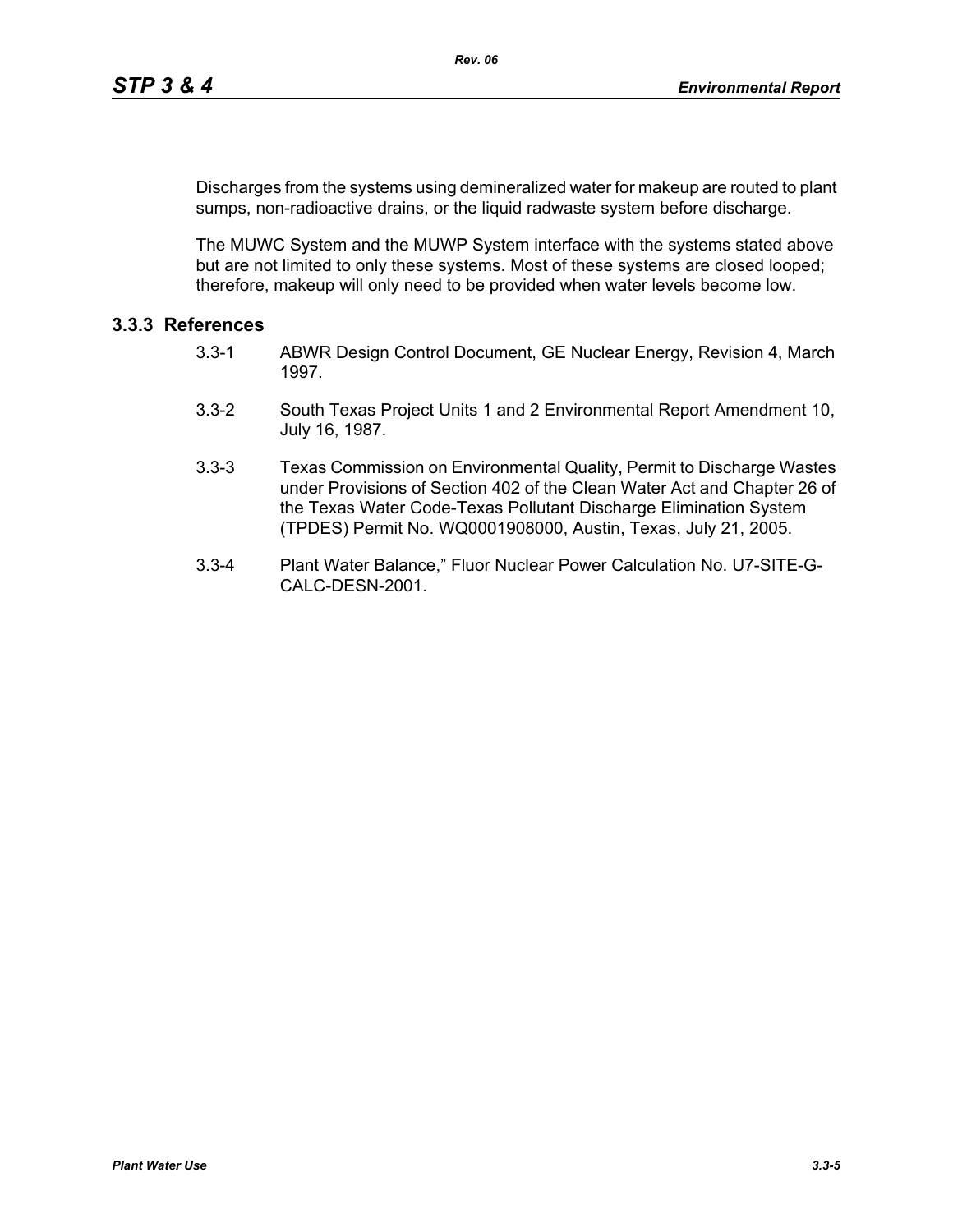Discharges from the systems using demineralized water for makeup are routed to plant sumps, non-radioactive drains, or the liquid radwaste system before discharge.

The MUWC System and the MUWP System interface with the systems stated above but are not limited to only these systems. Most of these systems are closed looped; therefore, makeup will only need to be provided when water levels become low.

### 3.3.3 References

3.3-1 ABWR Design Control Document, GE Nuclear Energy, Revision 4, March 1997.

3.3-2 South Texas Project Units 1 and 2 Environmental Report Amendment 10, July 16, 1987.

3.3-3 Texas Commission on Environmental Quality, Permit to Discharge Wastes under Provisions of Section 402 of the Clean Water Act and Chapter 26 of the Texas Water Code-Texas Pollutant Discharge Elimination System (TPDES) Permit No. WQ0001908000, Austin, Texas, July 21, 2005.

3.3-4 Plant Water Balance," Fluor Nuclear Power Calculation No. U7-SITE-G-CALC-DESN-2001.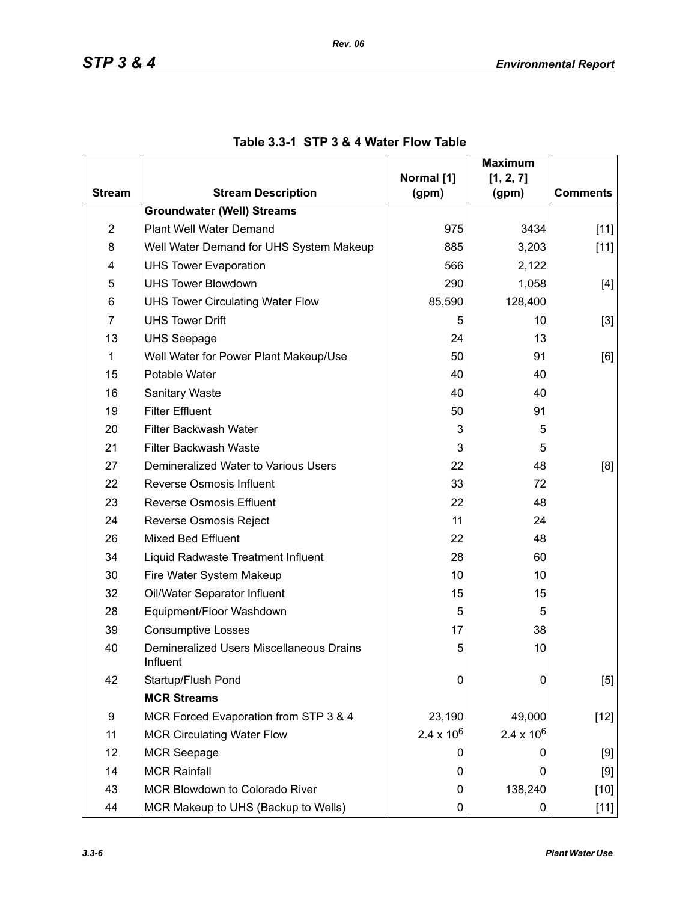**Table 3.3-1 STP 3 & 4 Water Flow Table**

| Stream | Stream Description | Normal [1] (gpm) | Maximum [1, 2, 7] (gpm) | Comments |
|---|---|---|---|---|
| | **Groundwater (Well) Streams** | | | |
| 2 | Plant Well Water Demand | 975 | 3434 | [11] |
| 8 | Well Water Demand for UHS System Makeup | 885 | 3,203 | [11] |
| 4 | UHS Tower Evaporation | 566 | 2,122 | |
| 5 | UHS Tower Blowdown | 290 | 1,058 | [4] |
| 6 | UHS Tower Circulating Water Flow | 85,590 | 128,400 | |
| 7 | UHS Tower Drift | 5 | 10 | [3] |
| 13 | UHS Seepage | 24 | 13 | |
| 1 | Well Water for Power Plant Makeup/Use | 50 | 91 | [6] |
| 15 | Potable Water | 40 | 40 | |
| 16 | Sanitary Waste | 40 | 40 | |
| 19 | Filter Effluent | 50 | 91 | |
| 20 | Filter Backwash Water | 3 | 5 | |
| 21 | Filter Backwash Waste | 3 | 5 | |
| 27 | Demineralized Water to Various Users | 22 | 48 | [8] |
| 22 | Reverse Osmosis Influent | 33 | 72 | |
| 23 | Reverse Osmosis Effluent | 22 | 48 | |
| 24 | Reverse Osmosis Reject | 11 | 24 | |
| 26 | Mixed Bed Effluent | 22 | 48 | |
| 34 | Liquid Radwaste Treatment Influent | 28 | 60 | |
| 30 | Fire Water System Makeup | 10 | 10 | |
| 32 | Oil/Water Separator Influent | 15 | 15 | |
| 28 | Equipment/Floor Washdown | 5 | 5 | |
| 39 | Consumptive Losses | 17 | 38 | |
| 40 | Demineralized Users Miscellaneous Drains Influent | 5 | 10 | |
| 42 | Startup/Flush Pond | 0 | 0 | [5] |
| | **MCR Streams** | | | |
| 9 | MCR Forced Evaporation from STP 3 & 4 | 23,190 | 49,000 | [12] |
| 11 | MCR Circulating Water Flow | $2.4 \times 10^6$ | $2.4 \times 10^6$ | |
| 12 | MCR Seepage | 0 | 0 | [9] |
| 14 | MCR Rainfall | 0 | 0 | [9] |
| 43 | MCR Blowdown to Colorado River | 0 | 138,240 | [10] |
| 44 | MCR Makeup to UHS (Backup to Wells) | 0 | 0 | [11] |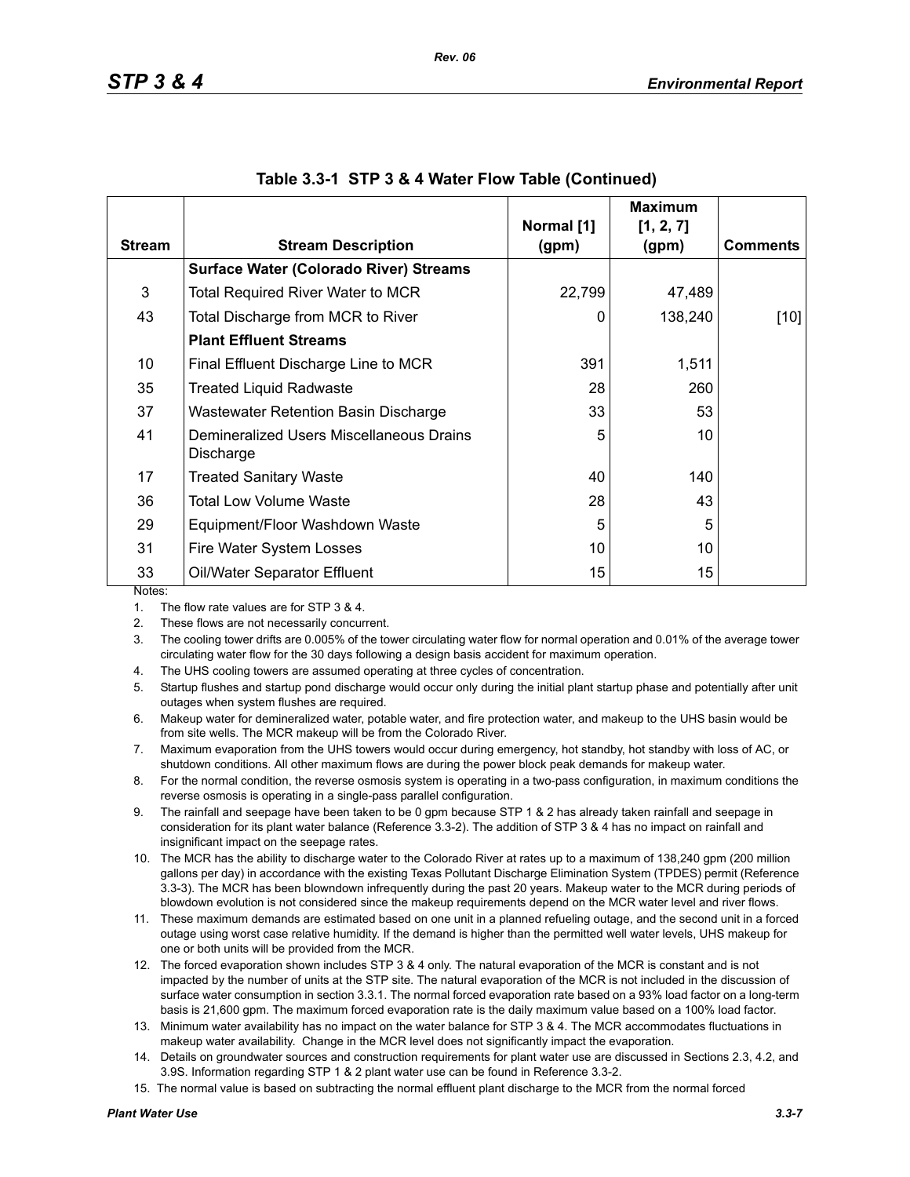### Table 3.3-1 STP 3 & 4 Water Flow Table (Continued)

| Stream | Stream Description | Normal [1] (gpm) | Maximum [1, 2, 7] (gpm) | Comments |
|---|---|---|---|---|
| | **Surface Water (Colorado River) Streams** | | | |
| 3 | Total Required River Water to MCR | 22,799 | 47,489 | |
| 43 | Total Discharge from MCR to River | 0 | 138,240 | [10] |
| | **Plant Effluent Streams** | | | |
| 10 | Final Effluent Discharge Line to MCR | 391 | 1,511 | |
| 35 | Treated Liquid Radwaste | 28 | 260 | |
| 37 | Wastewater Retention Basin Discharge | 33 | 53 | |
| 41 | Demineralized Users Miscellaneous Drains Discharge | 5 | 10 | |
| 17 | Treated Sanitary Waste | 40 | 140 | |
| 36 | Total Low Volume Waste | 28 | 43 | |
| 29 | Equipment/Floor Washdown Waste | 5 | 5 | |
| 31 | Fire Water System Losses | 10 | 10 | |
| 33 | Oil/Water Separator Effluent | 15 | 15 | |

Notes:

1. The flow rate values are for STP 3 & 4.
2. These flows are not necessarily concurrent.
3. The cooling tower drifts are 0.005% of the tower circulating water flow for normal operation and 0.01% of the average tower circulating water flow for the 30 days following a design basis accident for maximum operation.
4. The UHS cooling towers are assumed operating at three cycles of concentration.
5. Startup flushes and startup pond discharge would occur only during the initial plant startup phase and potentially after unit outages when system flushes are required.
6. Makeup water for demineralized water, potable water, and fire protection water, and makeup to the UHS basin would be from site wells. The MCR makeup will be from the Colorado River.
7. Maximum evaporation from the UHS towers would occur during emergency, hot standby, hot standby with loss of AC, or shutdown conditions. All other maximum flows are during the power block peak demands for makeup water.
8. For the normal condition, the reverse osmosis system is operating in a two-pass configuration, in maximum conditions the reverse osmosis is operating in a single-pass parallel configuration.
9. The rainfall and seepage have been taken to be 0 gpm because STP 1 & 2 has already taken rainfall and seepage in consideration for its plant water balance (Reference 3.3-2). The addition of STP 3 & 4 has no impact on rainfall and insignificant impact on the seepage rates.
10. The MCR has the ability to discharge water to the Colorado River at rates up to a maximum of 138,240 gpm (200 million gallons per day) in accordance with the existing Texas Pollutant Discharge Elimination System (TPDES) permit (Reference 3.3-3). The MCR has been blowndown infrequently during the past 20 years. Makeup water to the MCR during periods of blowdown evolution is not considered since the makeup requirements depend on the MCR water level and river flows.
11. These maximum demands are estimated based on one unit in a planned refueling outage, and the second unit in a forced outage using worst case relative humidity. If the demand is higher than the permitted well water levels, UHS makeup for one or both units will be provided from the MCR.
12. The forced evaporation shown includes STP 3 & 4 only. The natural evaporation of the MCR is constant and is not impacted by the number of units at the STP site. The natural evaporation of the MCR is not included in the discussion of surface water consumption in section 3.3.1. The normal forced evaporation rate based on a 93% load factor on a long-term basis is 21,600 gpm. The maximum forced evaporation rate is the daily maximum value based on a 100% load factor.
13. Minimum water availability has no impact on the water balance for STP 3 & 4. The MCR accommodates fluctuations in makeup water availability. Change in the MCR level does not significantly impact the evaporation.
14. Details on groundwater sources and construction requirements for plant water use are discussed in Sections 2.3, 4.2, and 3.9S. Information regarding STP 1 & 2 plant water use can be found in Reference 3.3-2.
15. The normal value is based on subtracting the normal effluent plant discharge to the MCR from the normal forced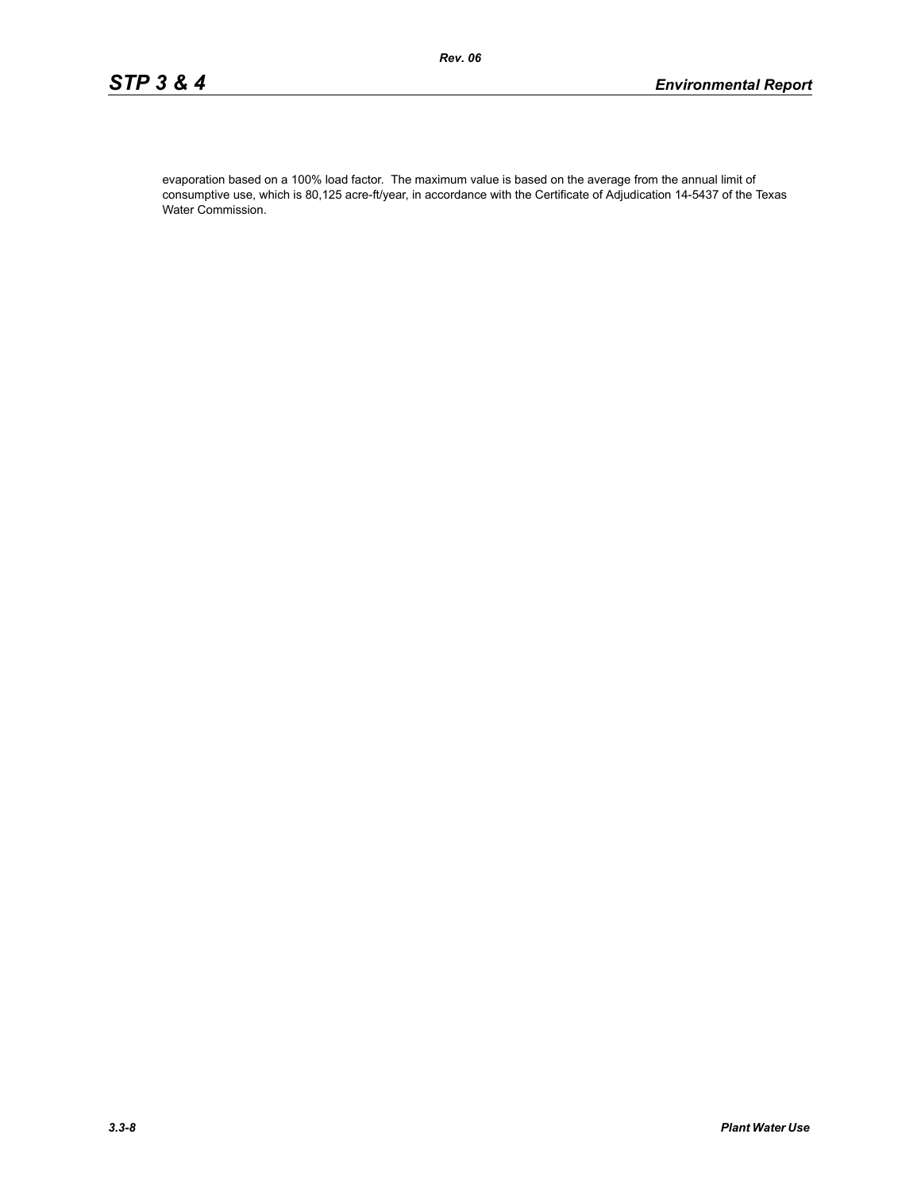evaporation based on a 100% load factor. The maximum value is based on the average from the annual limit of consumptive use, which is 80,125 acre-ft/year, in accordance with the Certificate of Adjudication 14-5437 of the Texas Water Commission.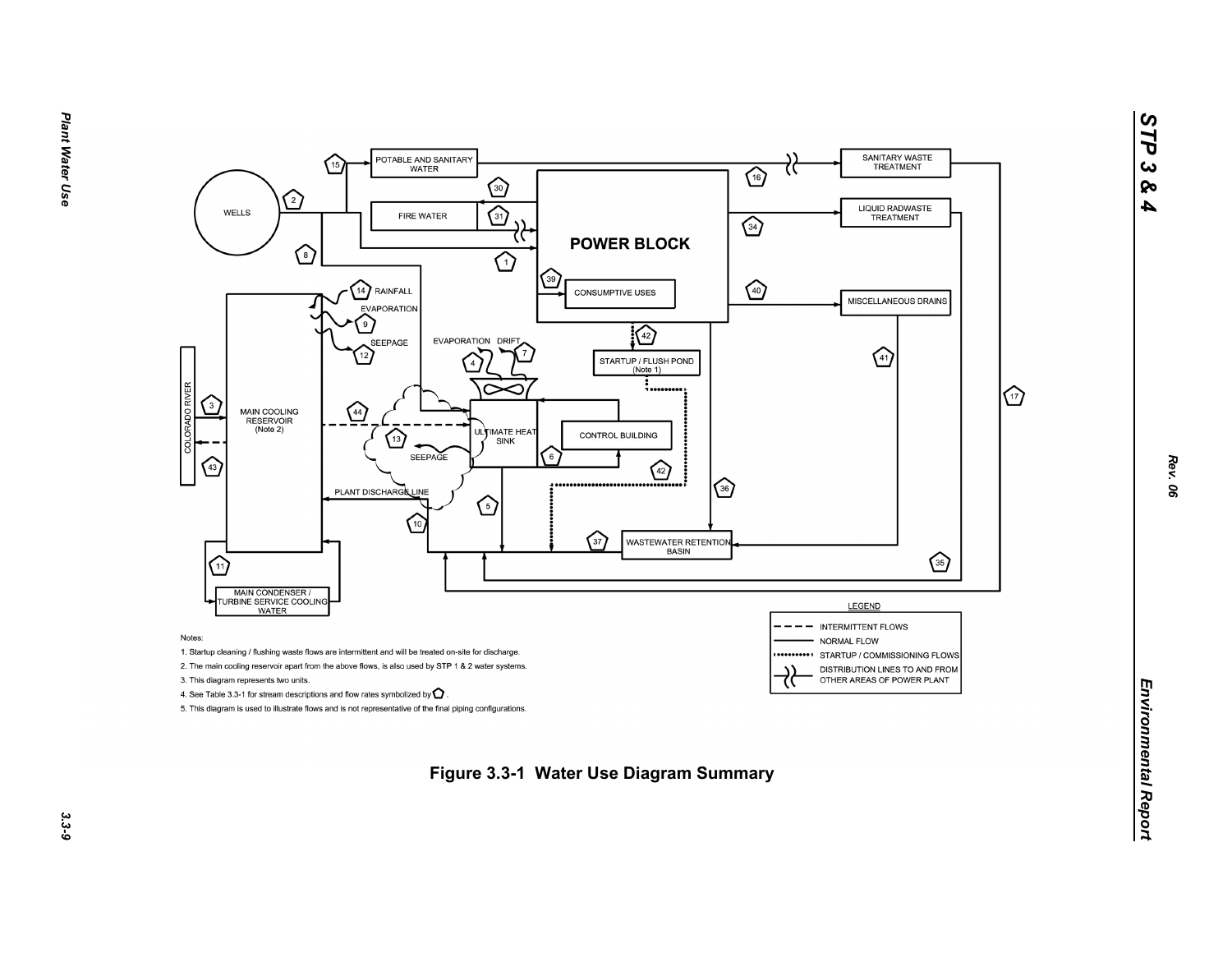Notes:

1. Startup cleaning / flushing waste flows are intermittent and will be treated on-site for discharge.
2. The main cooling reservoir apart from the above flows, is also used by STP 1 & 2 water systems.
3. This diagram represents two units.
4. See Table 3.3-1 for stream descriptions and flow rates symbolized by ⬠ .
5. This diagram is used to illustrate flows and is not representative of the final piping configurations.

**Figure 3.3-1 Water Use Diagram Summary**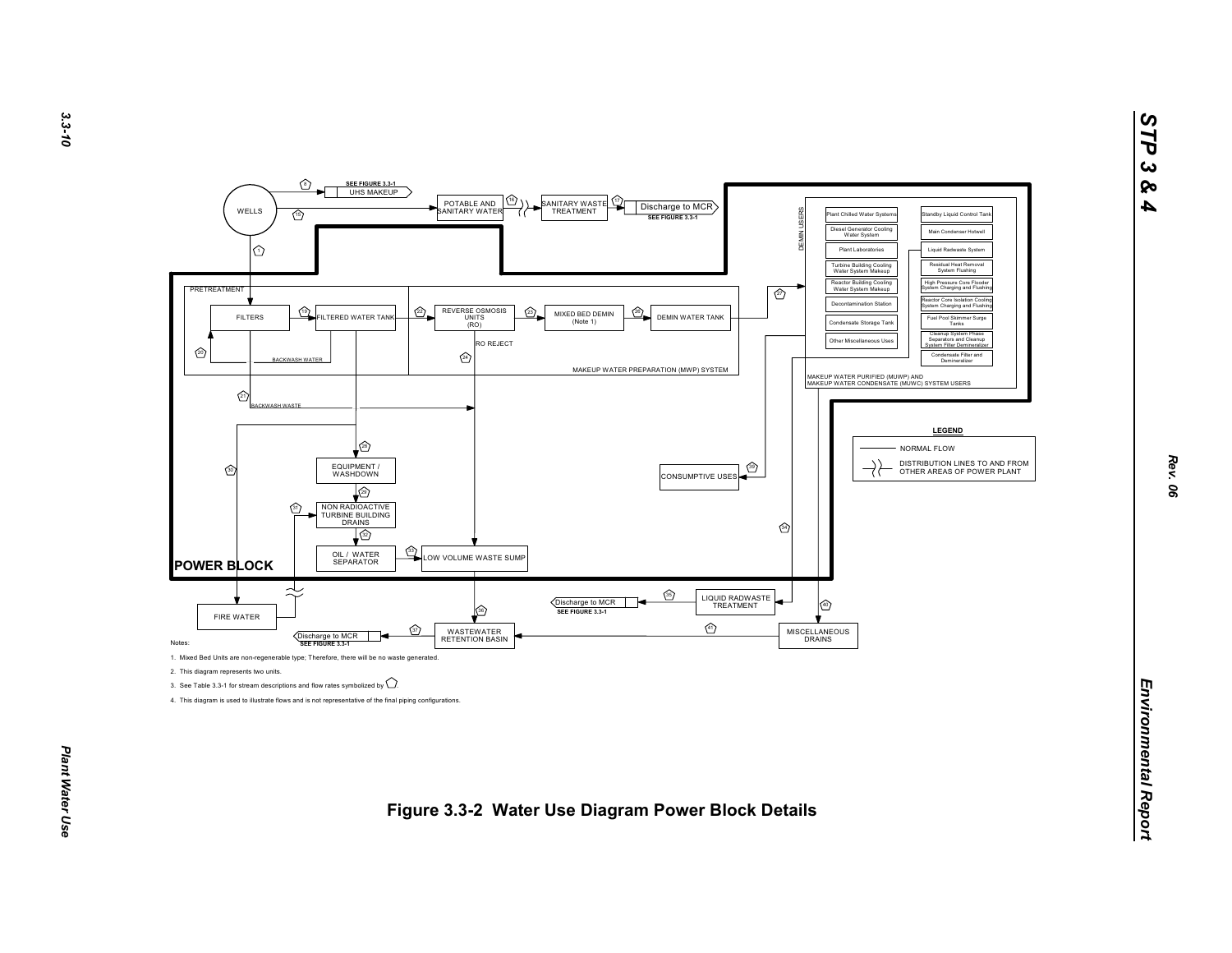WELLS

8 SEE FIGURE 3.3-1 UHS MAKEUP

15 POTABLE AND SANITARY WATER

16 SANITARY WASTE TREATMENT

17 Discharge to MCR SEE FIGURE 3.3-1

1

PRETREATMENT

FILTERS

19 FILTERED WATER TANK

20

BACKWASH WATER

22 REVERSE OSMOSIS UNITS (RO)

23 MIXED BED DEMIN (Note 1)

25 DEMIN WATER TANK

RO REJECT

24

MAKEUP WATER PREPARATION (MWP) SYSTEM

27

DEMIN USERS

Plant Chilled Water Systems

Diesel Generator Cooling Water System

Plant Laboratories

Turbine Building Cooling Water System Makeup

Reactor Building Cooling Water System Makeup

Decontamination Station

Condensate Storage Tank

Other Miscellaneous Uses

Standby Liquid Control Tank

Main Condenser Hotwell

Liquid Radwaste System

Residual Heat Removal System Flushing

High Pressure Core Flooder System Charging and Flushing

Reactor Core Isolation Cooling System Charging and Flushing

Fuel Pool Skimmer Surge Tanks

Cleanup System Phase Separators and Cleanup System Filter Demineralizer

Condensate Filter and Demineralizer

MAKEUP WATER PURIFIED (MUWP) AND MAKEUP WATER CONDENSATE (MUWC) SYSTEM USERS

21 BACKWASH WASTE

28

30

EQUIPMENT / WASHDOWN

29

31 NON RADIOACTIVE TURBINE BUILDING DRAINS

32

OIL / WATER SEPARATOR

33 LOW VOLUME WASTE SUMP

39 CONSUMPTIVE USES

34

POWER BLOCK

FIRE WATER

36

37 Discharge to MCR SEE FIGURE 3.3-1

WASTEWATER RETENTION BASIN

35 Discharge to MCR SEE FIGURE 3.3-1

LIQUID RADWASTE TREATMENT

40

41

MISCELLANEOUS DRAINS

LEGEND

NORMAL FLOW

DISTRIBUTION LINES TO AND FROM OTHER AREAS OF POWER PLANT

Notes:

1. Mixed Bed Units are non-regenerable type; Therefore, there will be no waste generated.

2. This diagram represents two units.

3. See Table 3.3-1 for stream descriptions and flow rates symbolized by ⬠.

4. This diagram is used to illustrate flows and is not representative of the final piping configurations.

**Figure 3.3-2 Water Use Diagram Power Block Details**